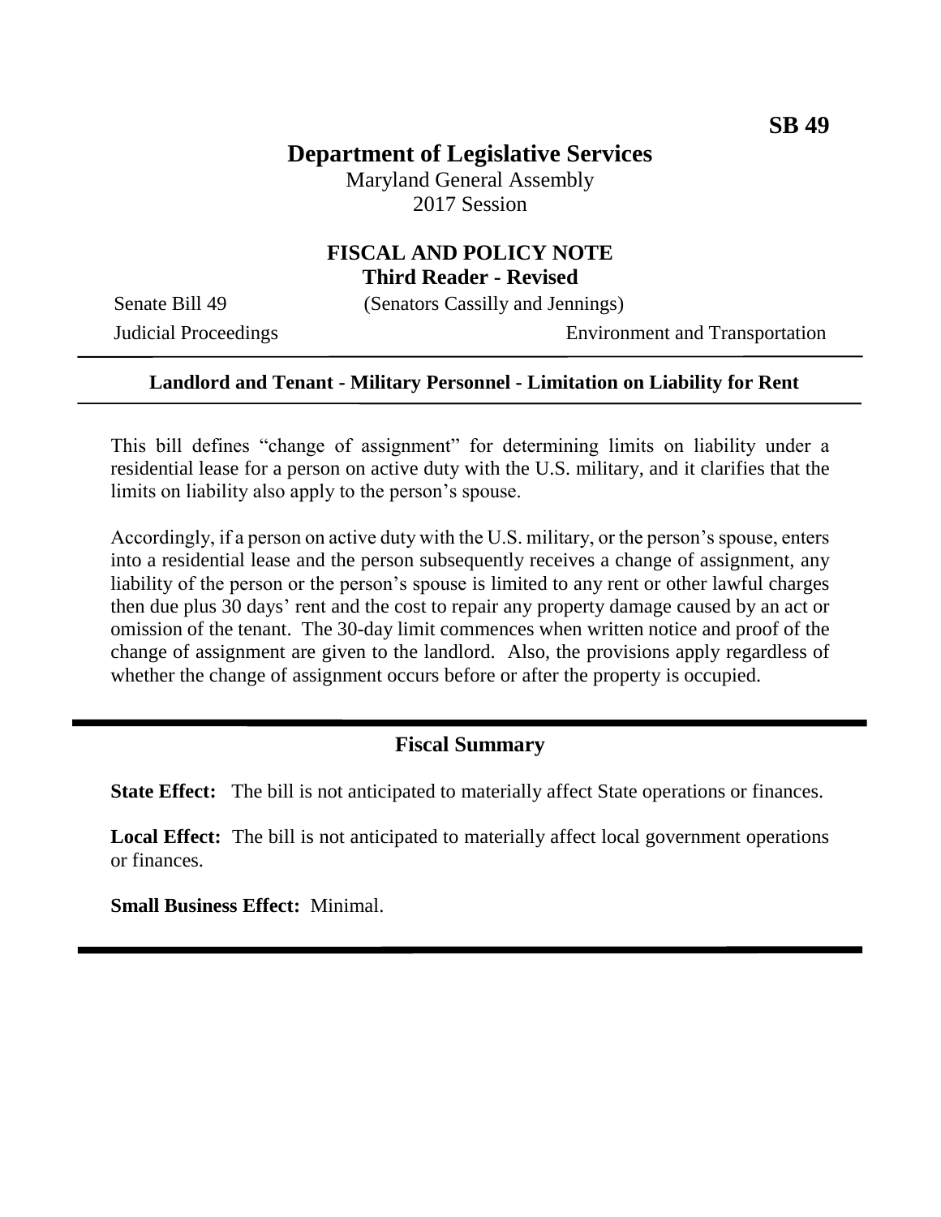**SB 49**

# Department of Legislative Services

Maryland General Assembly
2017 Session

## FISCAL AND POLICY NOTE
**Third Reader - Revised**

Senate Bill 49 (Senators Cassilly and Jennings)

Judicial Proceedings Environment and Transportation

---

**Landlord and Tenant - Military Personnel - Limitation on Liability for Rent**

---

This bill defines "change of assignment" for determining limits on liability under a residential lease for a person on active duty with the U.S. military, and it clarifies that the limits on liability also apply to the person's spouse.

Accordingly, if a person on active duty with the U.S. military, or the person's spouse, enters into a residential lease and the person subsequently receives a change of assignment, any liability of the person or the person's spouse is limited to any rent or other lawful charges then due plus 30 days' rent and the cost to repair any property damage caused by an act or omission of the tenant. The 30-day limit commences when written notice and proof of the change of assignment are given to the landlord. Also, the provisions apply regardless of whether the change of assignment occurs before or after the property is occupied.

---

## Fiscal Summary

**State Effect:** The bill is not anticipated to materially affect State operations or finances.

**Local Effect:** The bill is not anticipated to materially affect local government operations or finances.

**Small Business Effect:** Minimal.

---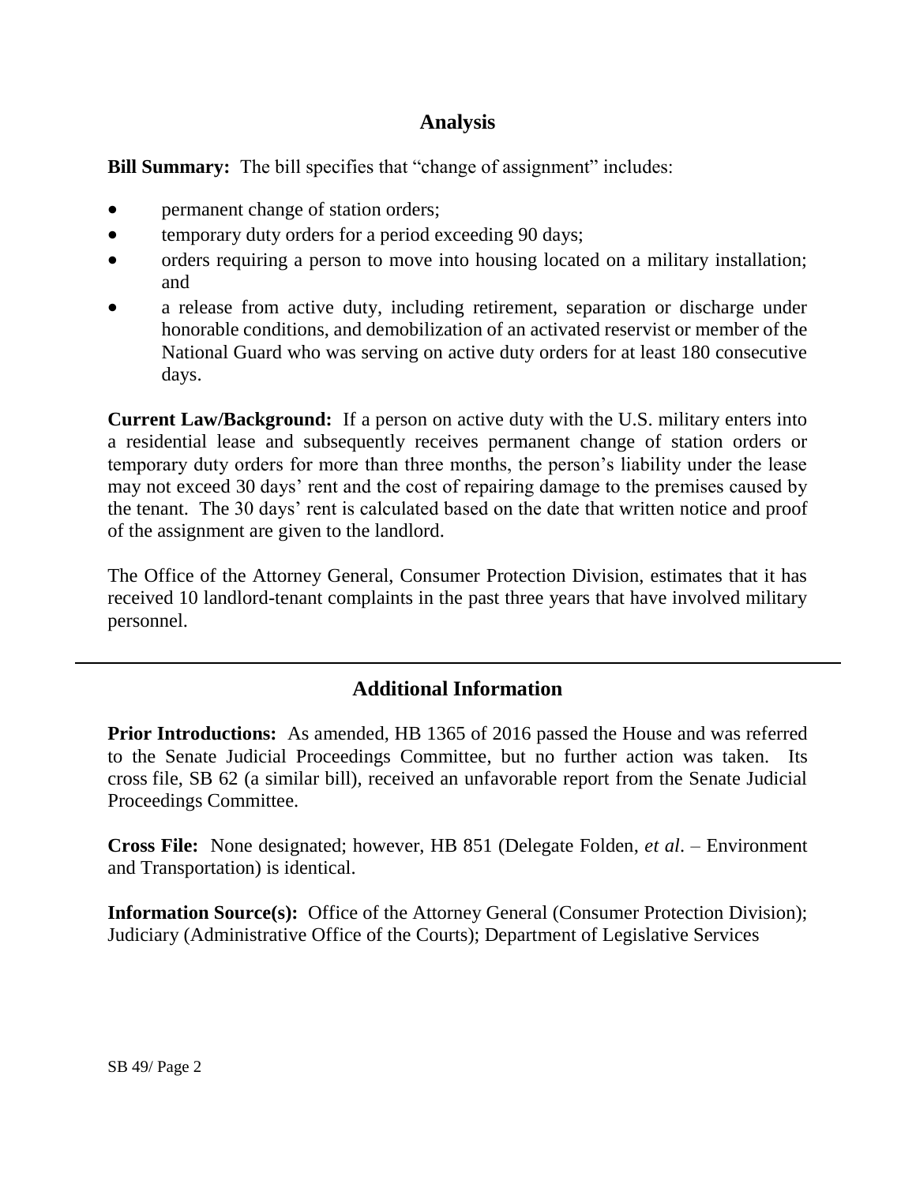## Analysis

**Bill Summary:** The bill specifies that "change of assignment" includes:

- permanent change of station orders;
- temporary duty orders for a period exceeding 90 days;
- orders requiring a person to move into housing located on a military installation; and
- a release from active duty, including retirement, separation or discharge under honorable conditions, and demobilization of an activated reservist or member of the National Guard who was serving on active duty orders for at least 180 consecutive days.

**Current Law/Background:** If a person on active duty with the U.S. military enters into a residential lease and subsequently receives permanent change of station orders or temporary duty orders for more than three months, the person's liability under the lease may not exceed 30 days' rent and the cost of repairing damage to the premises caused by the tenant. The 30 days' rent is calculated based on the date that written notice and proof of the assignment are given to the landlord.

The Office of the Attorney General, Consumer Protection Division, estimates that it has received 10 landlord-tenant complaints in the past three years that have involved military personnel.

---

## Additional Information

**Prior Introductions:** As amended, HB 1365 of 2016 passed the House and was referred to the Senate Judicial Proceedings Committee, but no further action was taken. Its cross file, SB 62 (a similar bill), received an unfavorable report from the Senate Judicial Proceedings Committee.

**Cross File:** None designated; however, HB 851 (Delegate Folden, *et al*. – Environment and Transportation) is identical.

**Information Source(s):** Office of the Attorney General (Consumer Protection Division); Judiciary (Administrative Office of the Courts); Department of Legislative Services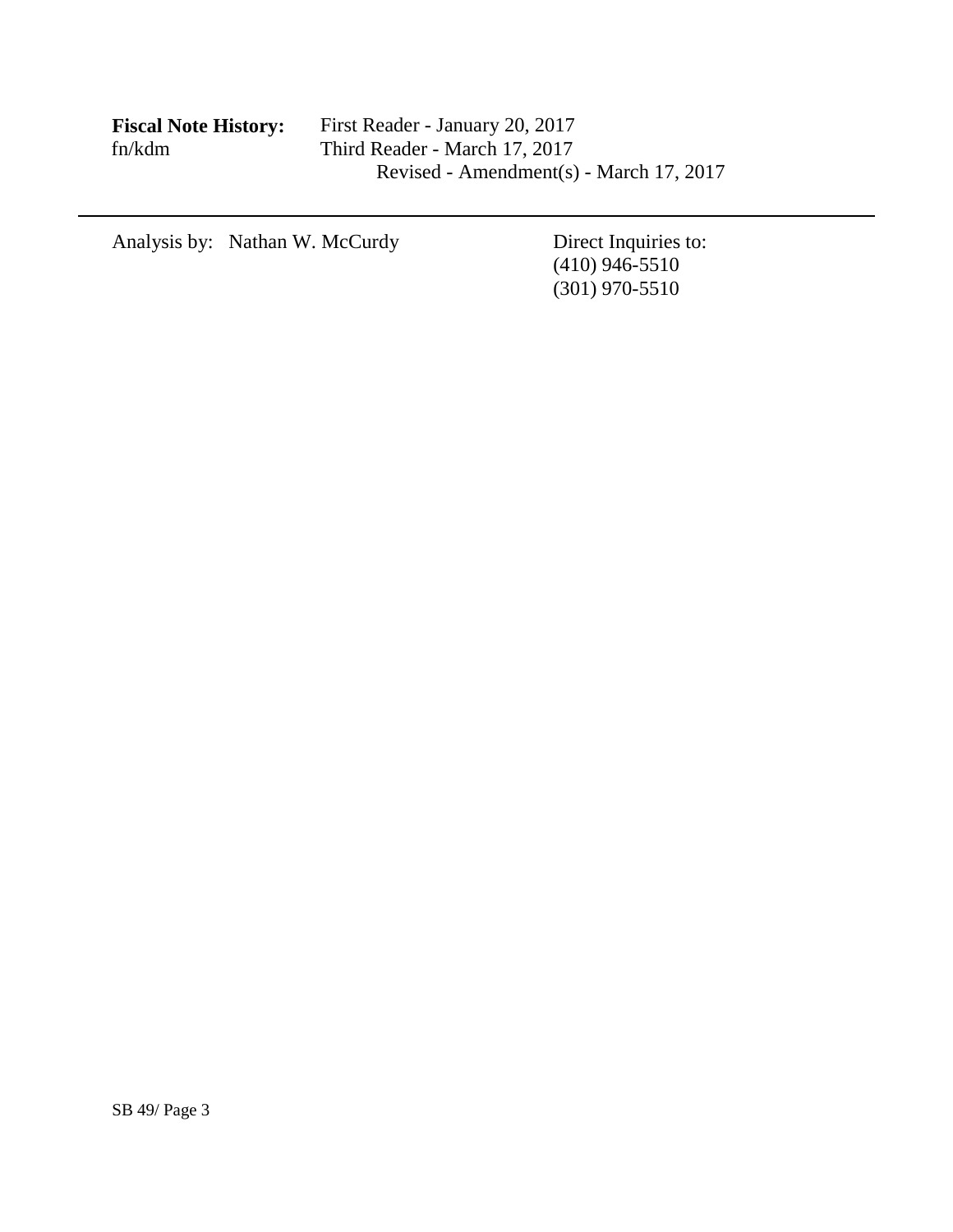**Fiscal Note History:** First Reader - January 20, 2017
fn/kdm Third Reader - March 17, 2017
Revised - Amendment(s) - March 17, 2017

---

Analysis by: Nathan W. McCurdy

Direct Inquiries to:
(410) 946-5510
(301) 970-5510